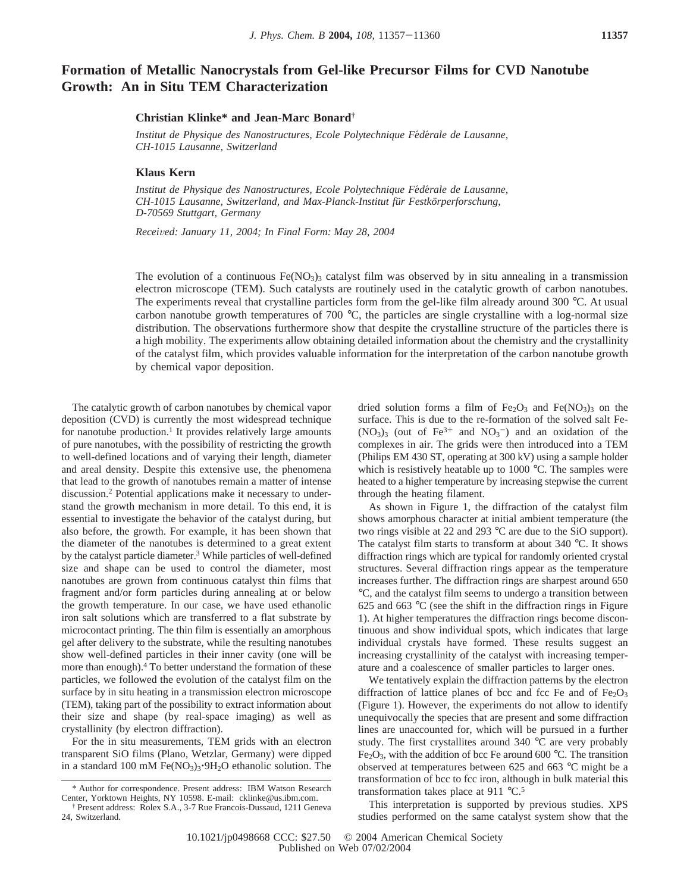# Formation of Metallic Nanocrystals from Gel-like Precursor Films for CVD Nanotube Growth: An in Situ TEM Characterization

**Christian Klinke* and Jean-Marc Bonard†**

*Institut de Physique des Nanostructures, Ecole Polytechnique Fédérale de Lausanne, CH-1015 Lausanne, Switzerland*

**Klaus Kern**

*Institut de Physique des Nanostructures, Ecole Polytechnique Fédérale de Lausanne, CH-1015 Lausanne, Switzerland, and Max-Planck-Institut für Festkörperforschung, D-70569 Stuttgart, Germany*

*Received: January 11, 2004; In Final Form: May 28, 2004*

The evolution of a continuous $Fe(NO_3)_3$ catalyst film was observed by in situ annealing in a transmission electron microscope (TEM). Such catalysts are routinely used in the catalytic growth of carbon nanotubes. The experiments reveal that crystalline particles form from the gel-like film already around 300 °C. At usual carbon nanotube growth temperatures of 700 °C, the particles are single crystalline with a log-normal size distribution. The observations furthermore show that despite the crystalline structure of the particles there is a high mobility. The experiments allow obtaining detailed information about the chemistry and the crystallinity of the catalyst film, which provides valuable information for the interpretation of the carbon nanotube growth by chemical vapor deposition.

The catalytic growth of carbon nanotubes by chemical vapor deposition (CVD) is currently the most widespread technique for nanotube production.[1] It provides relatively large amounts of pure nanotubes, with the possibility of restricting the growth to well-defined locations and of varying their length, diameter and areal density. Despite this extensive use, the phenomena that lead to the growth of nanotubes remain a matter of intense discussion.[2] Potential applications make it necessary to understand the growth mechanism in more detail. To this end, it is essential to investigate the behavior of the catalyst during, but also before, the growth. For example, it has been shown that the diameter of the nanotubes is determined to a great extent by the catalyst particle diameter.[3] While particles of well-defined size and shape can be used to control the diameter, most nanotubes are grown from continuous catalyst thin films that fragment and/or form particles during annealing at or below the growth temperature. In our case, we have used ethanolic iron salt solutions which are transferred to a flat substrate by microcontact printing. The thin film is essentially an amorphous gel after delivery to the substrate, while the resulting nanotubes show well-defined particles in their inner cavity (one will be more than enough).[4] To better understand the formation of these particles, we followed the evolution of the catalyst film on the surface by in situ heating in a transmission electron microscope (TEM), taking part of the possibility to extract information about their size and shape (by real-space imaging) as well as crystallinity (by electron diffraction).

For the in situ measurements, TEM grids with an electron transparent SiO films (Plano, Wetzlar, Germany) were dipped in a standard 100 mM $Fe(NO_3)_3 \cdot 9H_2O$ ethanolic solution. The dried solution forms a film of $Fe_2O_3$ and $Fe(NO_3)_3$ on the surface. This is due to the re-formation of the solved salt $Fe(NO_3)_3$ (out of $Fe^{3+}$ and $NO_3^-$) and an oxidation of the complexes in air. The grids were then introduced into a TEM (Philips EM 430 ST, operating at 300 kV) using a sample holder which is resistively heatable up to 1000 °C. The samples were heated to a higher temperature by increasing stepwise the current through the heating filament.

As shown in Figure 1, the diffraction of the catalyst film shows amorphous character at initial ambient temperature (the two rings visible at 22 and 293 °C are due to the SiO support). The catalyst film starts to transform at about 340 °C. It shows diffraction rings which are typical for randomly oriented crystal structures. Several diffraction rings appear as the temperature increases further. The diffraction rings are sharpest around 650 °C, and the catalyst film seems to undergo a transition between 625 and 663 °C (see the shift in the diffraction rings in Figure 1). At higher temperatures the diffraction rings become discontinuous and show individual spots, which indicates that large individual crystals have formed. These results suggest an increasing crystallinity of the catalyst with increasing temperature and a coalescence of smaller particles to larger ones.

We tentatively explain the diffraction patterns by the electron diffraction of lattice planes of bcc and fcc Fe and of $Fe_2O_3$ (Figure 1). However, the experiments do not allow to identify unequivocally the species that are present and some diffraction lines are unaccounted for, which will be pursued in a further study. The first crystallites around 340 °C are very probably $Fe_2O_3$, with the addition of bcc Fe around 600 °C. The transition observed at temperatures between 625 and 663 °C might be a transformation of bcc to fcc iron, although in bulk material this transformation takes place at 911 °C.[5]

This interpretation is supported by previous studies. XPS studies performed on the same catalyst system show that the

\* Author for correspondence. Present address: IBM Watson Research Center, Yorktown Heights, NY 10598. E-mail: cklinke@us.ibm.com.

† Present address: Rolex S.A., 3-7 Rue Francois-Dussaud, 1211 Geneva 24, Switzerland.

10.1021/jp0498668 CCC: $27.50 © 2004 American Chemical Society
Published on Web 07/02/2004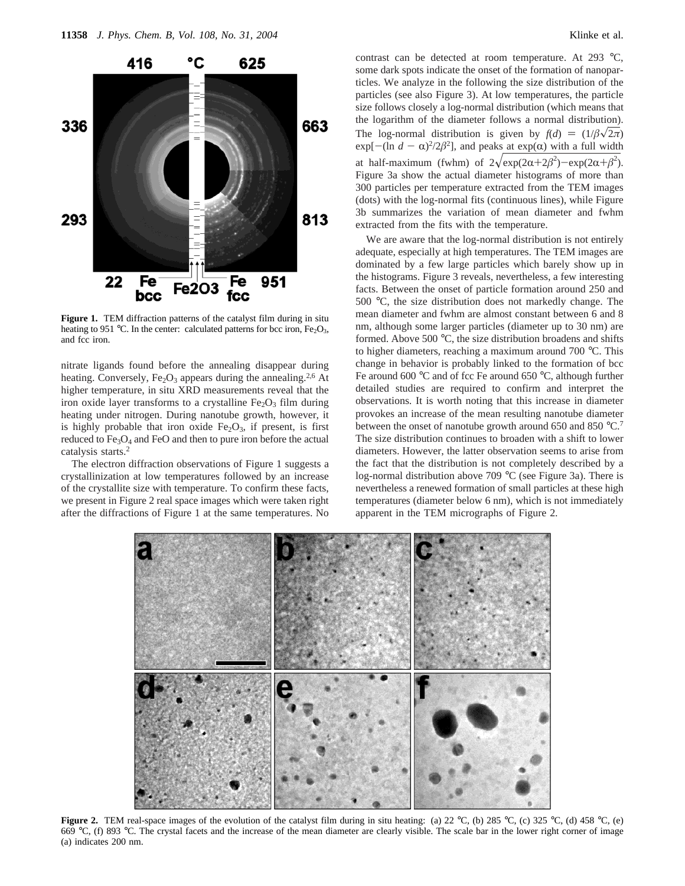**Figure 1.** TEM diffraction patterns of the catalyst film during in situ heating to 951 °C. In the center: calculated patterns for bcc iron, $Fe_2O_3$, and fcc iron.

nitrate ligands found before the annealing disappear during heating. Conversely, $Fe_2O_3$ appears during the annealing.[2,6] At higher temperature, in situ XRD measurements reveal that the iron oxide layer transforms to a crystalline $Fe_2O_3$ film during heating under nitrogen. During nanotube growth, however, it is highly probable that iron oxide $Fe_2O_3$, if present, is first reduced to $Fe_3O_4$ and FeO and then to pure iron before the actual catalysis starts.[2]

The electron diffraction observations of Figure 1 suggests a crystallinization at low temperatures followed by an increase of the crystallite size with temperature. To confirm these facts, we present in Figure 2 real space images which were taken right after the diffractions of Figure 1 at the same temperatures. No contrast can be detected at room temperature. At 293 °C, some dark spots indicate the onset of the formation of nanoparticles. We analyze in the following the size distribution of the particles (see also Figure 3). At low temperatures, the particle size follows closely a log-normal distribution (which means that the logarithm of the diameter follows a normal distribution). The log-normal distribution is given by $f(d) = (1/\beta\sqrt{2\pi}) \exp[-(\ln d - \alpha)^2/2\beta^2]$, and peaks at $\exp(\alpha)$ with a full width at half-maximum (fwhm) of $2\sqrt{\exp(2\alpha+2\beta^2)-\exp(2\alpha+\beta^2)}$. Figure 3a show the actual diameter histograms of more than 300 particles per temperature extracted from the TEM images (dots) with the log-normal fits (continuous lines), while Figure 3b summarizes the variation of mean diameter and fwhm extracted from the fits with the temperature.

We are aware that the log-normal distribution is not entirely adequate, especially at high temperatures. The TEM images are dominated by a few large particles which barely show up in the histograms. Figure 3 reveals, nevertheless, a few interesting facts. Between the onset of particle formation around 250 and 500 °C, the size distribution does not markedly change. The mean diameter and fwhm are almost constant between 6 and 8 nm, although some larger particles (diameter up to 30 nm) are formed. Above 500 °C, the size distribution broadens and shifts to higher diameters, reaching a maximum around 700 °C. This change in behavior is probably linked to the formation of bcc Fe around 600 °C and of fcc Fe around 650 °C, although further detailed studies are required to confirm and interpret the observations. It is worth noting that this increase in diameter provokes an increase of the mean resulting nanotube diameter between the onset of nanotube growth around 650 and 850 °C.[7] The size distribution continues to broaden with a shift to lower diameters. However, the latter observation seems to arise from the fact that the distribution is not completely described by a log-normal distribution above 709 °C (see Figure 3a). There is nevertheless a renewed formation of small particles at these high temperatures (diameter below 6 nm), which is not immediately apparent in the TEM micrographs of Figure 2.

**Figure 2.** TEM real-space images of the evolution of the catalyst film during in situ heating: (a) 22 °C, (b) 285 °C, (c) 325 °C, (d) 458 °C, (e) 669 °C, (f) 893 °C. The crystal facets and the increase of the mean diameter are clearly visible. The scale bar in the lower right corner of image (a) indicates 200 nm.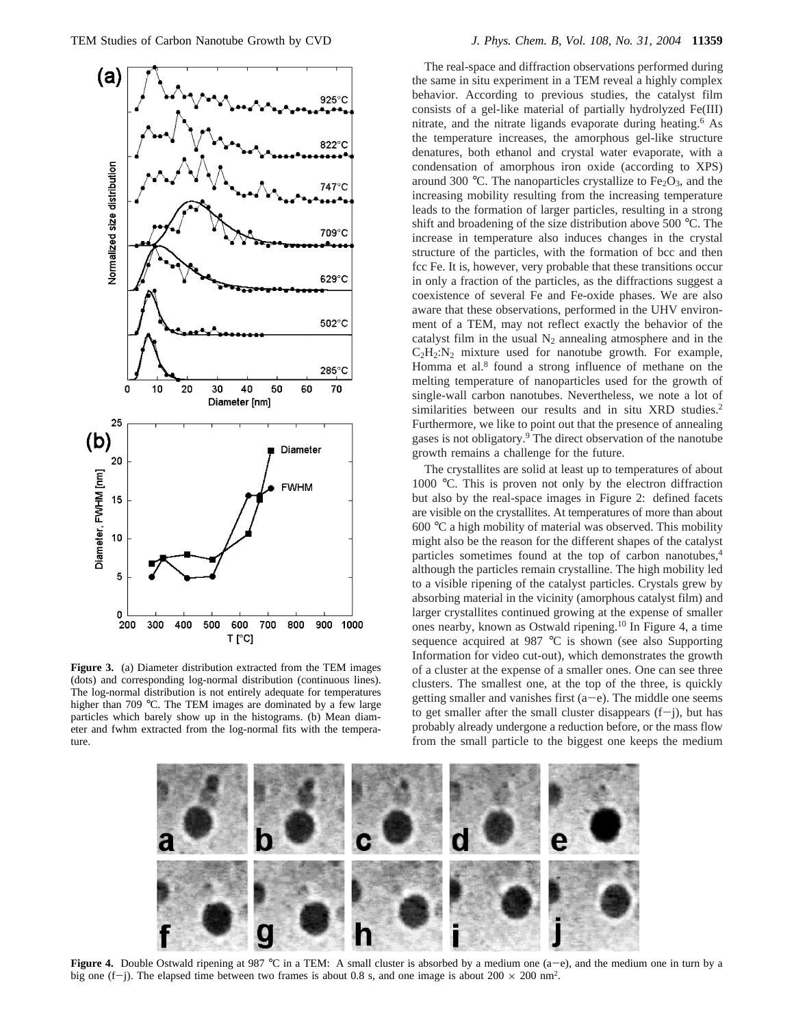**Figure 3.** (a) Diameter distribution extracted from the TEM images (dots) and corresponding log-normal distribution (continuous lines). The log-normal distribution is not entirely adequate for temperatures higher than 709 °C. The TEM images are dominated by a few large particles which barely show up in the histograms. (b) Mean diameter and fwhm extracted from the log-normal fits with the temperature.

The real-space and diffraction observations performed during the same in situ experiment in a TEM reveal a highly complex behavior. According to previous studies, the catalyst film consists of a gel-like material of partially hydrolyzed Fe(III) nitrate, and the nitrate ligands evaporate during heating.[6] As the temperature increases, the amorphous gel-like structure denatures, both ethanol and crystal water evaporate, with a condensation of amorphous iron oxide (according to XPS) around 300 °C. The nanoparticles crystallize to $Fe_2O_3$, and the increasing mobility resulting from the increasing temperature leads to the formation of larger particles, resulting in a strong shift and broadening of the size distribution above 500 °C. The increase in temperature also induces changes in the crystal structure of the particles, with the formation of bcc and then fcc Fe. It is, however, very probable that these transitions occur in only a fraction of the particles, as the diffractions suggest a coexistence of several Fe and Fe-oxide phases. We are also aware that these observations, performed in the UHV environment of a TEM, may not reflect exactly the behavior of the catalyst film in the usual $N_2$ annealing atmosphere and in the $C_2H_2$:$N_2$ mixture used for nanotube growth. For example, Homma et al.[8] found a strong influence of methane on the melting temperature of nanoparticles used for the growth of single-wall carbon nanotubes. Nevertheless, we note a lot of similarities between our results and in situ XRD studies.[2] Furthermore, we like to point out that the presence of annealing gases is not obligatory.[9] The direct observation of the nanotube growth remains a challenge for the future.

The crystallites are solid at least up to temperatures of about 1000 °C. This is proven not only by the electron diffraction but also by the real-space images in Figure 2: defined facets are visible on the crystallites. At temperatures of more than about 600 °C a high mobility of material was observed. This mobility might also be the reason for the different shapes of the catalyst particles sometimes found at the top of carbon nanotubes,[4] although the particles remain crystalline. The high mobility led to a visible ripening of the catalyst particles. Crystals grew by absorbing material in the vicinity (amorphous catalyst film) and larger crystallites continued growing at the expense of smaller ones nearby, known as Ostwald ripening.[10] In Figure 4, a time sequence acquired at 987 °C is shown (see also Supporting Information for video cut-out), which demonstrates the growth of a cluster at the expense of a smaller ones. One can see three clusters. The smallest one, at the top of the three, is quickly getting smaller and vanishes first (a−e). The middle one seems to get smaller after the small cluster disappears (f−j), but has probably already undergone a reduction before, or the mass flow from the small particle to the biggest one keeps the medium

**Figure 4.** Double Ostwald ripening at 987 °C in a TEM: A small cluster is absorbed by a medium one (a−e), and the medium one in turn by a big one (f−j). The elapsed time between two frames is about 0.8 s, and one image is about 200 × 200 nm².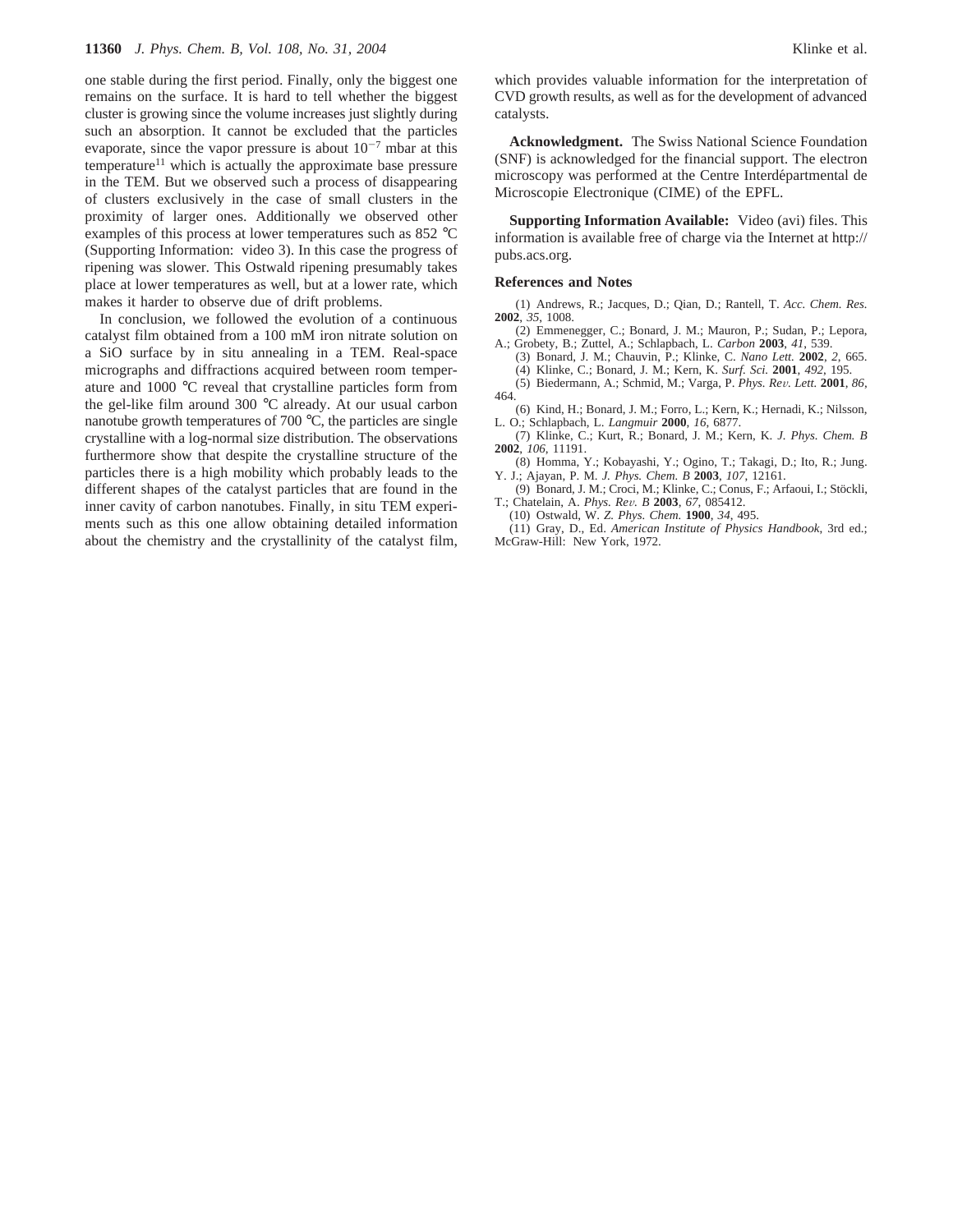one stable during the first period. Finally, only the biggest one remains on the surface. It is hard to tell whether the biggest cluster is growing since the volume increases just slightly during such an absorption. It cannot be excluded that the particles evaporate, since the vapor pressure is about $10^{-7}$ mbar at this temperature[11] which is actually the approximate base pressure in the TEM. But we observed such a process of disappearing of clusters exclusively in the case of small clusters in the proximity of larger ones. Additionally we observed other examples of this process at lower temperatures such as 852 °C (Supporting Information: video 3). In this case the progress of ripening was slower. This Ostwald ripening presumably takes place at lower temperatures as well, but at a lower rate, which makes it harder to observe due of drift problems.

In conclusion, we followed the evolution of a continuous catalyst film obtained from a 100 mM iron nitrate solution on a SiO surface by in situ annealing in a TEM. Real-space micrographs and diffractions acquired between room temperature and 1000 °C reveal that crystalline particles form from the gel-like film around 300 °C already. At our usual carbon nanotube growth temperatures of 700 °C, the particles are single crystalline with a log-normal size distribution. The observations furthermore show that despite the crystalline structure of the particles there is a high mobility which probably leads to the different shapes of the catalyst particles that are found in the inner cavity of carbon nanotubes. Finally, in situ TEM experiments such as this one allow obtaining detailed information about the chemistry and the crystallinity of the catalyst film, which provides valuable information for the interpretation of CVD growth results, as well as for the development of advanced catalysts.

**Acknowledgment.** The Swiss National Science Foundation (SNF) is acknowledged for the financial support. The electron microscopy was performed at the Centre Interdépartmental de Microscopie Electronique (CIME) of the EPFL.

**Supporting Information Available:** Video (avi) files. This information is available free of charge via the Internet at http://pubs.acs.org.

## References and Notes

(1) Andrews, R.; Jacques, D.; Qian, D.; Rantell, T. *Acc. Chem. Res.* **2002**, *35*, 1008.

(2) Emmenegger, C.; Bonard, J. M.; Mauron, P.; Sudan, P.; Lepora, A.; Grobety, B.; Zuttel, A.; Schlapbach, L. *Carbon* **2003**, *41*, 539.

(3) Bonard, J. M.; Chauvin, P.; Klinke, C. *Nano Lett.* **2002**, *2*, 665.

(4) Klinke, C.; Bonard, J. M.; Kern, K. *Surf. Sci.* **2001**, *492*, 195.

(5) Biedermann, A.; Schmid, M.; Varga, P. *Phys. Rev. Lett.* **2001**, *86*, 464.

(6) Kind, H.; Bonard, J. M.; Forro, L.; Kern, K.; Hernadi, K.; Nilsson, L. O.; Schlapbach, L. *Langmuir* **2000**, *16*, 6877.

(7) Klinke, C.; Kurt, R.; Bonard, J. M.; Kern, K. *J. Phys. Chem. B* **2002**, *106*, 11191.

(8) Homma, Y.; Kobayashi, Y.; Ogino, T.; Takagi, D.; Ito, R.; Jung. Y. J.; Ajayan, P. M. *J. Phys. Chem. B* **2003**, *107*, 12161.

(9) Bonard, J. M.; Croci, M.; Klinke, C.; Conus, F.; Arfaoui, I.; Stöckli, T.; Chatelain, A. *Phys. Rev. B* **2003**, *67*, 085412.

(10) Ostwald, W. *Z. Phys. Chem.* **1900**, *34*, 495.

(11) Gray, D., Ed. *American Institute of Physics Handbook*, 3rd ed.; McGraw-Hill: New York, 1972.